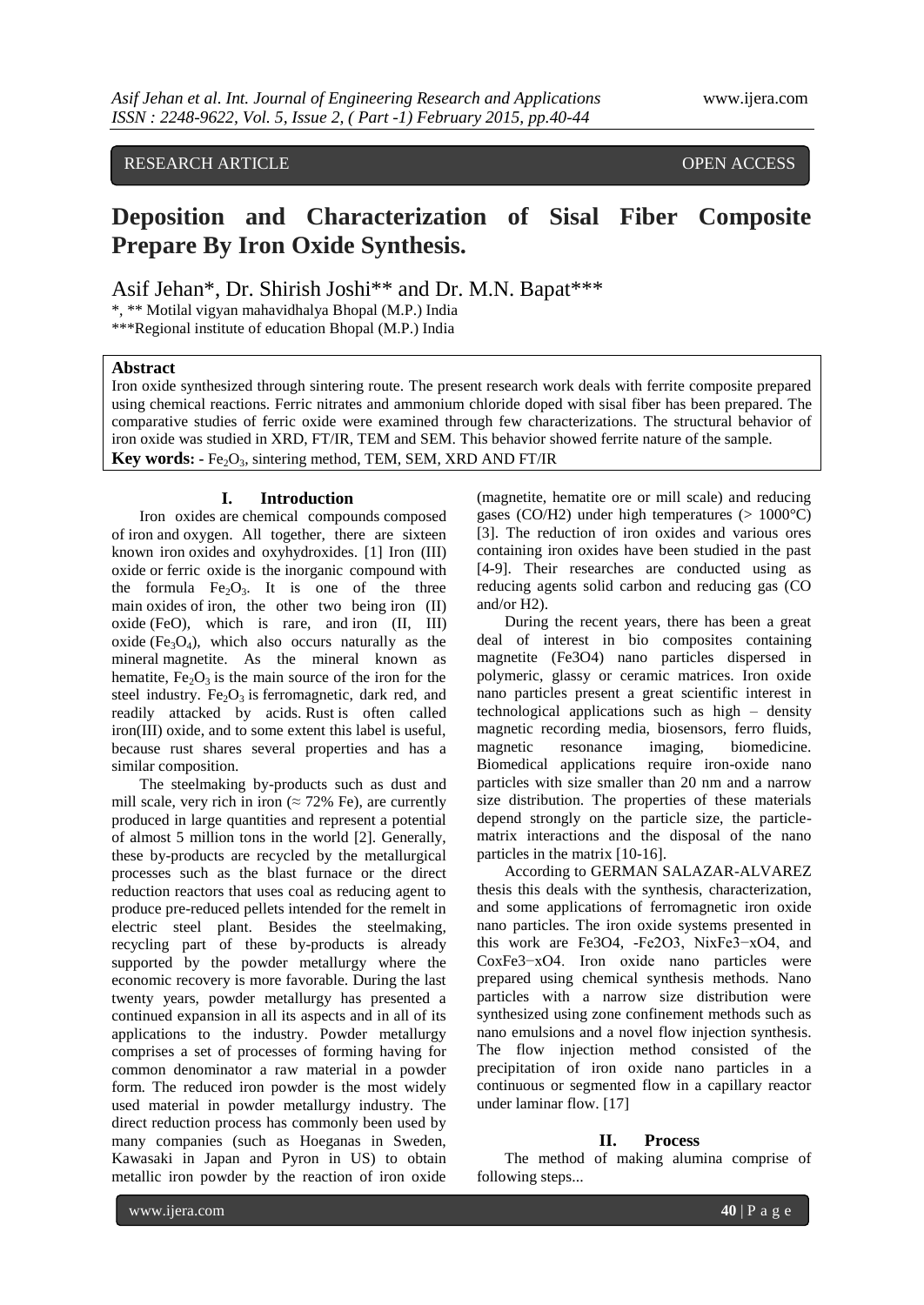RESEARCH ARTICLE OPEN ACCESS

# Deposition and Characterization of Sisal Fiber Composite Prepare By Iron Oxide Synthesis.

Asif Jehan*, Dr. Shirish Joshi** and Dr. M.N. Bapat***

*, ** Motilal vigyan mahavidhalya Bhopal (M.P.) India
***Regional institute of education Bhopal (M.P.) India

## Abstract

Iron oxide synthesized through sintering route. The present research work deals with ferrite composite prepared using chemical reactions. Ferric nitrates and ammonium chloride doped with sisal fiber has been prepared. The comparative studies of ferric oxide were examined through few characterizations. The structural behavior of iron oxide was studied in XRD, FT/IR, TEM and SEM. This behavior showed ferrite nature of the sample.

**Key words: -** $Fe_2O_3$, sintering method, TEM, SEM, XRD AND FT/IR

## I. Introduction

Iron oxides are chemical compounds composed of iron and oxygen. All together, there are sixteen known iron oxides and oxyhydroxides. [1] Iron (III) oxide or ferric oxide is the inorganic compound with the formula $Fe_2O_3$. It is one of the three main oxides of iron, the other two being iron (II) oxide (FeO), which is rare, and iron (II, III) oxide ($Fe_3O_4$), which also occurs naturally as the mineral magnetite. As the mineral known as hematite, $Fe_2O_3$ is the main source of the iron for the steel industry. $Fe_2O_3$ is ferromagnetic, dark red, and readily attacked by acids. Rust is often called iron(III) oxide, and to some extent this label is useful, because rust shares several properties and has a similar composition.

The steelmaking by-products such as dust and mill scale, very rich in iron (≈ 72% Fe), are currently produced in large quantities and represent a potential of almost 5 million tons in the world [2]. Generally, these by-products are recycled by the metallurgical processes such as the blast furnace or the direct reduction reactors that uses coal as reducing agent to produce pre-reduced pellets intended for the remelt in electric steel plant. Besides the steelmaking, recycling part of these by-products is already supported by the powder metallurgy where the economic recovery is more favorable. During the last twenty years, powder metallurgy has presented a continued expansion in all its aspects and in all of its applications to the industry. Powder metallurgy comprises a set of processes of forming having for common denominator a raw material in a powder form. The reduced iron powder is the most widely used material in powder metallurgy industry. The direct reduction process has commonly been used by many companies (such as Hoeganas in Sweden, Kawasaki in Japan and Pyron in US) to obtain metallic iron powder by the reaction of iron oxide (magnetite, hematite ore or mill scale) and reducing gases (CO/H2) under high temperatures (> 1000°C) [3]. The reduction of iron oxides and various ores containing iron oxides have been studied in the past [4-9]. Their researches are conducted using as reducing agents solid carbon and reducing gas (CO and/or H2).

During the recent years, there has been a great deal of interest in bio composites containing magnetite (Fe3O4) nano particles dispersed in polymeric, glassy or ceramic matrices. Iron oxide nano particles present a great scientific interest in technological applications such as high – density magnetic recording media, biosensors, ferro fluids, magnetic resonance imaging, biomedicine. Biomedical applications require iron-oxide nano particles with size smaller than 20 nm and a narrow size distribution. The properties of these materials depend strongly on the particle size, the particle-matrix interactions and the disposal of the nano particles in the matrix [10-16].

According to GERMAN SALAZAR-ALVAREZ thesis this deals with the synthesis, characterization, and some applications of ferromagnetic iron oxide nano particles. The iron oxide systems presented in this work are Fe3O4, -Fe2O3, NixFe3−xO4, and CoxFe3−xO4. Iron oxide nano particles were prepared using chemical synthesis methods. Nano particles with a narrow size distribution were synthesized using zone confinement methods such as nano emulsions and a novel flow injection synthesis. The flow injection method consisted of the precipitation of iron oxide nano particles in a continuous or segmented flow in a capillary reactor under laminar flow. [17]

## II. Process

The method of making alumina comprise of following steps...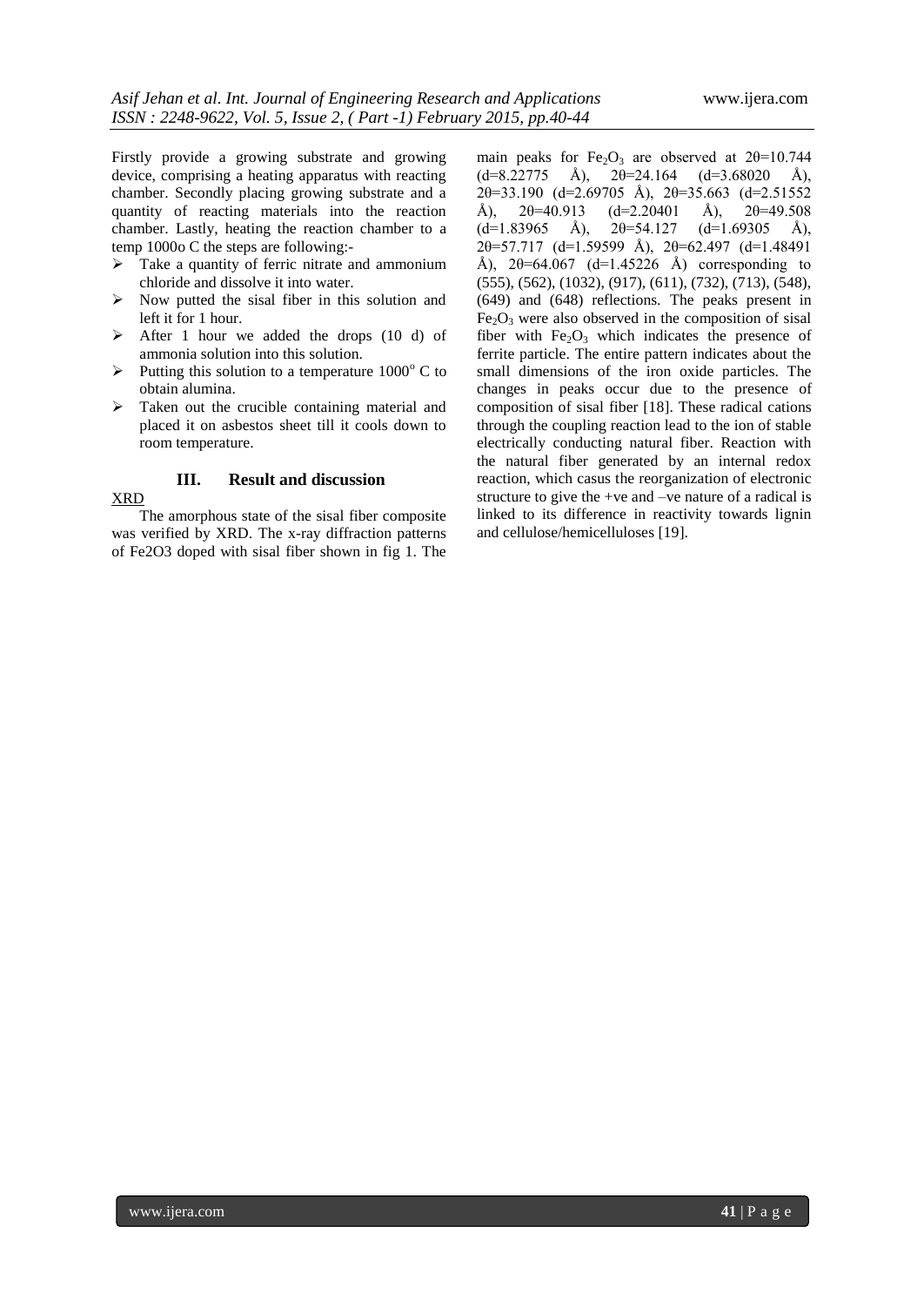Firstly provide a growing substrate and growing device, comprising a heating apparatus with reacting chamber. Secondly placing growing substrate and a quantity of reacting materials into the reaction chamber. Lastly, heating the reaction chamber to a temp 1000o C the steps are following:-

- Take a quantity of ferric nitrate and ammonium chloride and dissolve it into water.
- Now putted the sisal fiber in this solution and left it for 1 hour.
- After 1 hour we added the drops (10 d) of ammonia solution into this solution.
- Putting this solution to a temperature $1000^{o}$ C to obtain alumina.
- Taken out the crucible containing material and placed it on asbestos sheet till it cools down to room temperature.

## III. Result and discussion

XRD

The amorphous state of the sisal fiber composite was verified by XRD. The x-ray diffraction patterns of Fe2O3 doped with sisal fiber shown in fig 1. The main peaks for $Fe_2O_3$ are observed at 2θ=10.744 (d=8.22775 Å), 2θ=24.164 (d=3.68020 Å), 2θ=33.190 (d=2.69705 Å), 2θ=35.663 (d=2.51552 Å), 2θ=40.913 (d=2.20401 Å), 2θ=49.508 (d=1.83965 Å), 2θ=54.127 (d=1.69305 Å), 2θ=57.717 (d=1.59599 Å), 2θ=62.497 (d=1.48491 Å), 2θ=64.067 (d=1.45226 Å) corresponding to (555), (562), (1032), (917), (611), (732), (713), (548), (649) and (648) reflections. The peaks present in $Fe_2O_3$ were also observed in the composition of sisal fiber with $Fe_2O_3$ which indicates the presence of ferrite particle. The entire pattern indicates about the small dimensions of the iron oxide particles. The changes in peaks occur due to the presence of composition of sisal fiber [18]. These radical cations through the coupling reaction lead to the ion of stable electrically conducting natural fiber. Reaction with the natural fiber generated by an internal redox reaction, which casus the reorganization of electronic structure to give the +ve and –ve nature of a radical is linked to its difference in reactivity towards lignin and cellulose/hemicelluloses [19].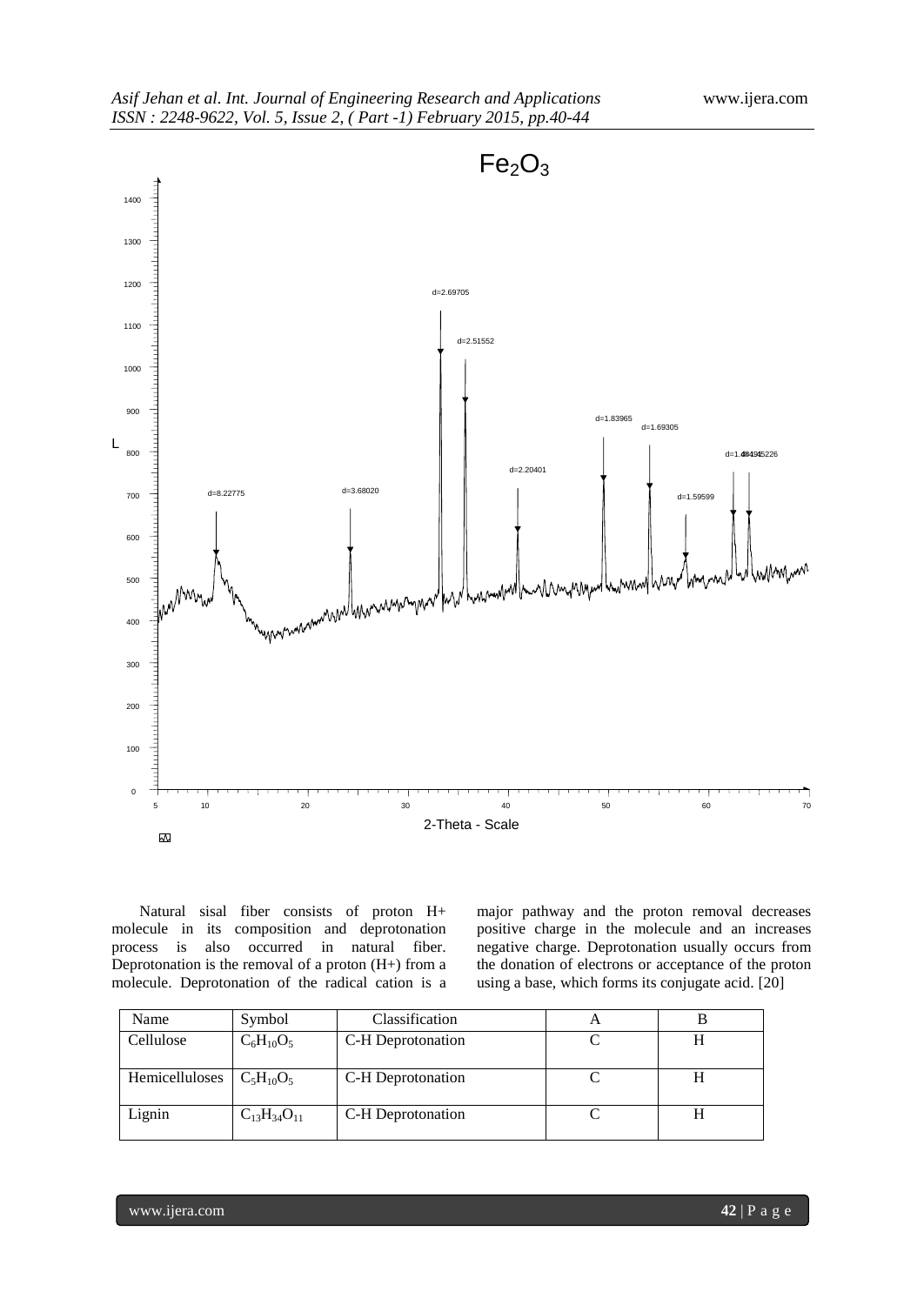Natural sisal fiber consists of proton H+ molecule in its composition and deprotonation process is also occurred in natural fiber. Deprotonation is the removal of a proton (H+) from a molecule. Deprotonation of the radical cation is a major pathway and the proton removal decreases positive charge in the molecule and an increases negative charge. Deprotonation usually occurs from the donation of electrons or acceptance of the proton using a base, which forms its conjugate acid. [20]

| Name | Symbol | Classification | A | B |
| --- | --- | --- | --- | --- |
| Cellulose | $C_6H_{10}O_5$ | C-H Deprotonation | C | H |
| Hemicelluloses | $C_5H_{10}O_5$ | C-H Deprotonation | C | H |
| Lignin | $C_{13}H_{34}O_{11}$ | C-H Deprotonation | C | H |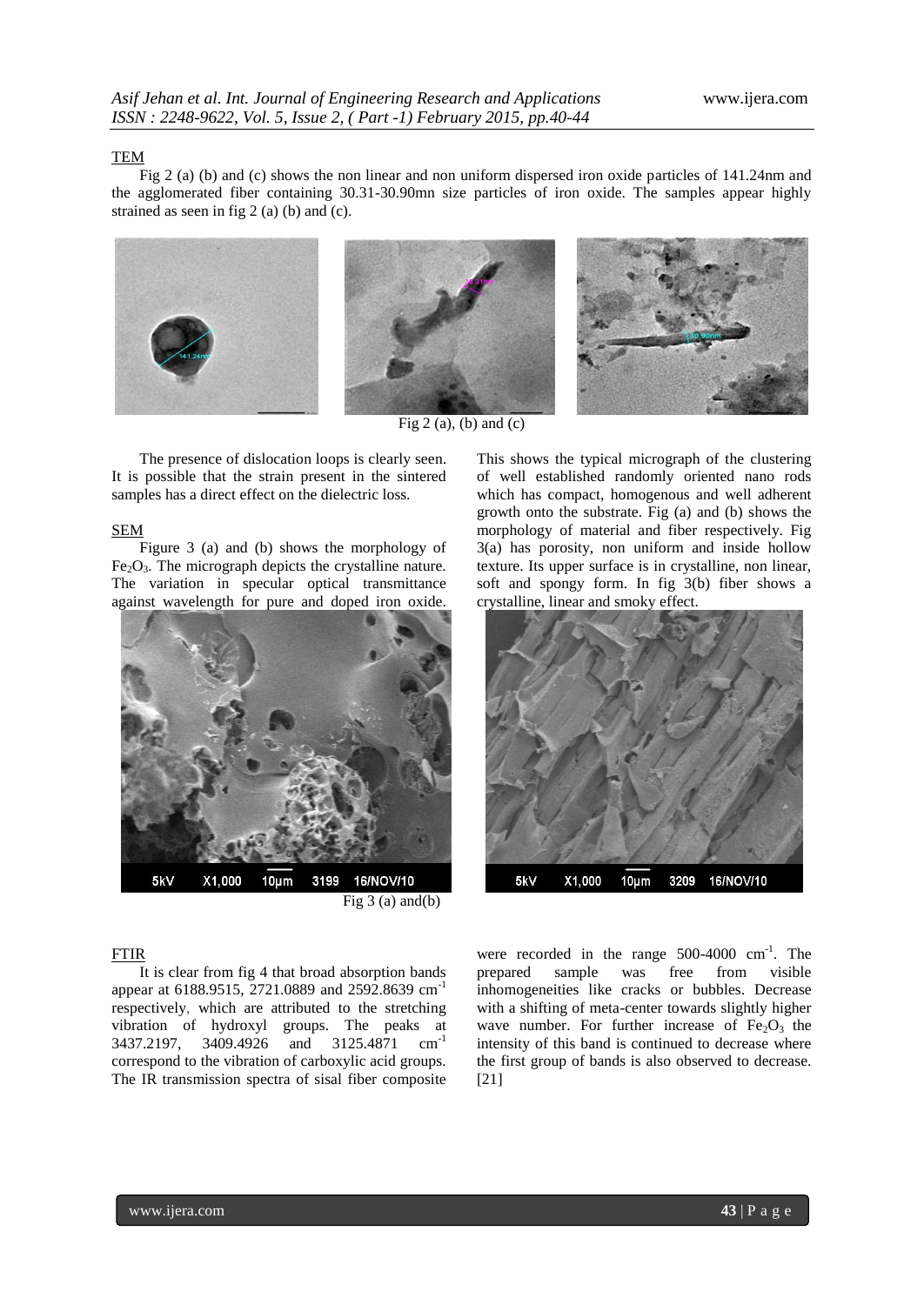TEM

Fig 2 (a) (b) and (c) shows the non linear and non uniform dispersed iron oxide particles of 141.24nm and the agglomerated fiber containing 30.31-30.90mn size particles of iron oxide. The samples appear highly strained as seen in fig 2 (a) (b) and (c).

Fig 2 (a), (b) and (c)

The presence of dislocation loops is clearly seen. It is possible that the strain present in the sintered samples has a direct effect on the dielectric loss.

SEM

Figure 3 (a) and (b) shows the morphology of $Fe_2O_3$. The micrograph depicts the crystalline nature. The variation in specular optical transmittance against wavelength for pure and doped iron oxide. This shows the typical micrograph of the clustering of well established randomly oriented nano rods which has compact, homogenous and well adherent growth onto the substrate. Fig (a) and (b) shows the morphology of material and fiber respectively. Fig 3(a) has porosity, non uniform and inside hollow texture. Its upper surface is in crystalline, non linear, soft and spongy form. In fig 3(b) fiber shows a crystalline, linear and smoky effect.

Fig 3 (a) and(b)

FTIR

It is clear from fig 4 that broad absorption bands appear at 6188.9515, 2721.0889 and 2592.8639 $cm^{-1}$ respectively, which are attributed to the stretching vibration of hydroxyl groups. The peaks at 3437.2197, 3409.4926 and 3125.4871 $cm^{-1}$ correspond to the vibration of carboxylic acid groups. The IR transmission spectra of sisal fiber composite were recorded in the range 500-4000 $cm^{-1}$. The prepared sample was free from visible inhomogeneities like cracks or bubbles. Decrease with a shifting of meta-center towards slightly higher wave number. For further increase of $Fe_2O_3$ the intensity of this band is continued to decrease where the first group of bands is also observed to decrease. [21]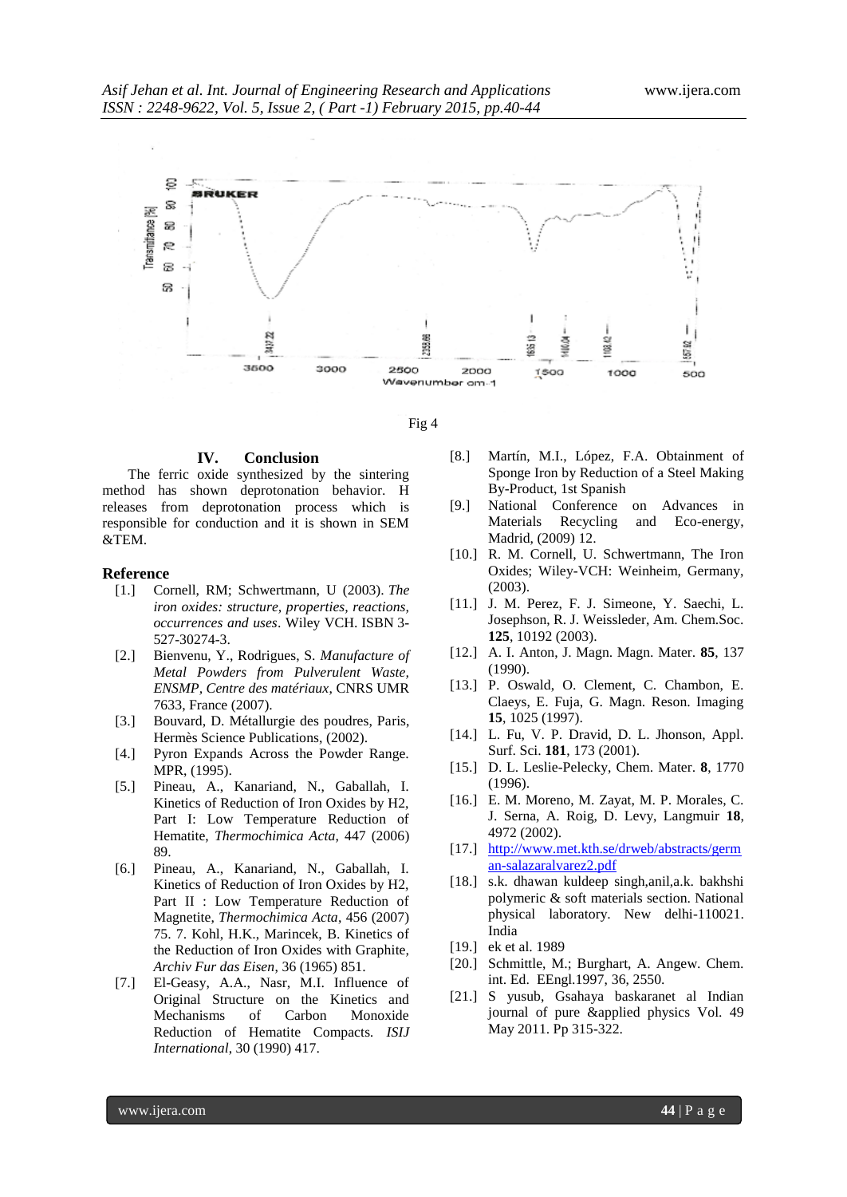BRUKER

Transmittance [%]

50 60 70 80 90 100

3437.22

2358.68

1635.13

1460.04

1108.42

557.82

3500 3000 2500 2000 1500 1000 500

Wavenumber cm-1

Fig 4

## IV. Conclusion

The ferric oxide synthesized by the sintering method has shown deprotonation behavior. H releases from deprotonation process which is responsible for conduction and it is shown in SEM &TEM.

## Reference

[1.] Cornell, RM; Schwertmann, U (2003). *The iron oxides: structure, properties, reactions, occurrences and uses*. Wiley VCH. ISBN 3-527-30274-3.

[2.] Bienvenu, Y., Rodrigues, S. *Manufacture of Metal Powders from Pulverulent Waste, ENSMP, Centre des matériaux*, CNRS UMR 7633, France (2007).

[3.] Bouvard, D. Métallurgie des poudres, Paris, Hermès Science Publications, (2002).

[4.] Pyron Expands Across the Powder Range. MPR, (1995).

[5.] Pineau, A., Kanariand, N., Gaballah, I. Kinetics of Reduction of Iron Oxides by H2, Part I: Low Temperature Reduction of Hematite, *Thermochimica Acta*, 447 (2006) 89.

[6.] Pineau, A., Kanariand, N., Gaballah, I. Kinetics of Reduction of Iron Oxides by H2, Part II : Low Temperature Reduction of Magnetite, *Thermochimica Acta*, 456 (2007) 75. 7. Kohl, H.K., Marincek, B. Kinetics of the Reduction of Iron Oxides with Graphite, *Archiv Fur das Eisen*, 36 (1965) 851.

[7.] El-Geasy, A.A., Nasr, M.I. Influence of Original Structure on the Kinetics and Mechanisms of Carbon Monoxide Reduction of Hematite Compacts. *ISIJ International*, 30 (1990) 417.

[8.] Martín, M.I., López, F.A. Obtainment of Sponge Iron by Reduction of a Steel Making By-Product, 1st Spanish

[9.] National Conference on Advances in Materials Recycling and Eco-energy, Madrid, (2009) 12.

[10.] R. M. Cornell, U. Schwertmann, The Iron Oxides; Wiley-VCH: Weinheim, Germany, (2003).

[11.] J. M. Perez, F. J. Simeone, Y. Saechi, L. Josephson, R. J. Weissleder, Am. Chem.Soc. **125**, 10192 (2003).

[12.] A. I. Anton, J. Magn. Magn. Mater. **85**, 137 (1990).

[13.] P. Oswald, O. Clement, C. Chambon, E. Claeys, E. Fuja, G. Magn. Reson. Imaging **15**, 1025 (1997).

[14.] L. Fu, V. P. Dravid, D. L. Jhonson, Appl. Surf. Sci. **181**, 173 (2001).

[15.] D. L. Leslie-Pelecky, Chem. Mater. **8**, 1770 (1996).

[16.] E. M. Moreno, M. Zayat, M. P. Morales, C. J. Serna, A. Roig, D. Levy, Langmuir **18**, 4972 (2002).

[17.] http://www.met.kth.se/drweb/abstracts/german-salazaralvarez2.pdf

[18.] s.k. dhawan kuldeep singh,anil,a.k. bakhshi polymeric & soft materials section. National physical laboratory. New delhi-110021. India

[19.] ek et al. 1989

[20.] Schmittle, M.; Burghart, A. Angew. Chem. int. Ed. EEngl.1997, 36, 2550.

[21.] S yusub, Gsahaya baskaranet al Indian journal of pure &applied physics Vol. 49 May 2011. Pp 315-322.